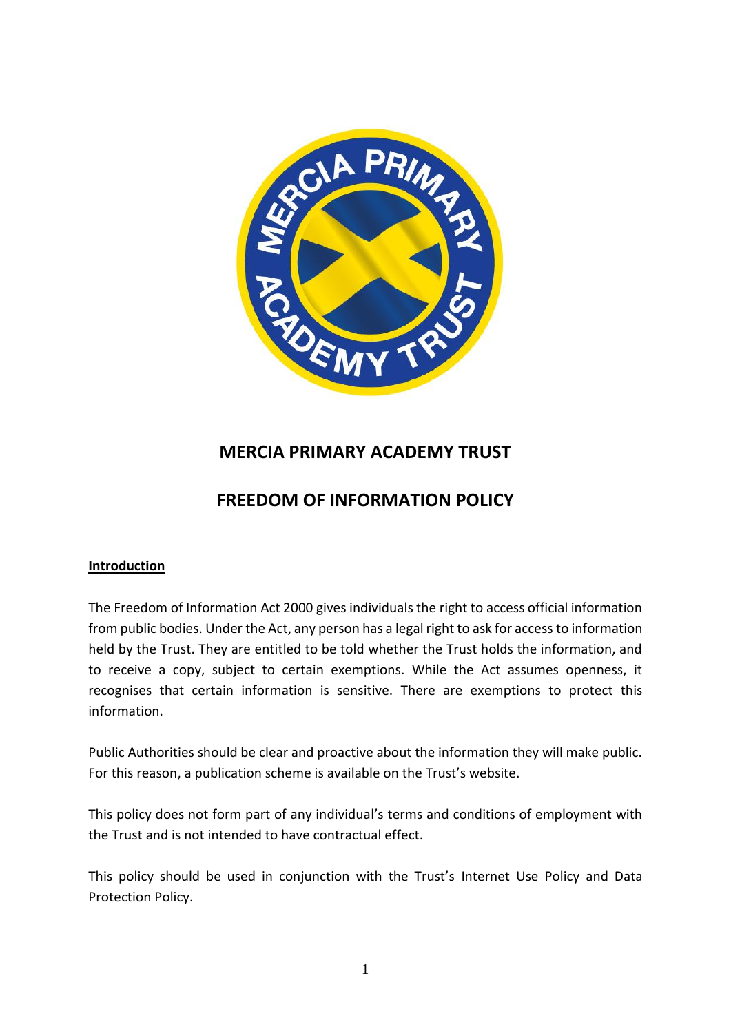# MERCIA PRIMARY ACADEMY TRUST

# FREEDOM OF INFORMATION POLICY

## Introduction

The Freedom of Information Act 2000 gives individuals the right to access official information from public bodies. Under the Act, any person has a legal right to ask for access to information held by the Trust. They are entitled to be told whether the Trust holds the information, and to receive a copy, subject to certain exemptions. While the Act assumes openness, it recognises that certain information is sensitive. There are exemptions to protect this information.

Public Authorities should be clear and proactive about the information they will make public. For this reason, a publication scheme is available on the Trust's website.

This policy does not form part of any individual's terms and conditions of employment with the Trust and is not intended to have contractual effect.

This policy should be used in conjunction with the Trust's Internet Use Policy and Data Protection Policy.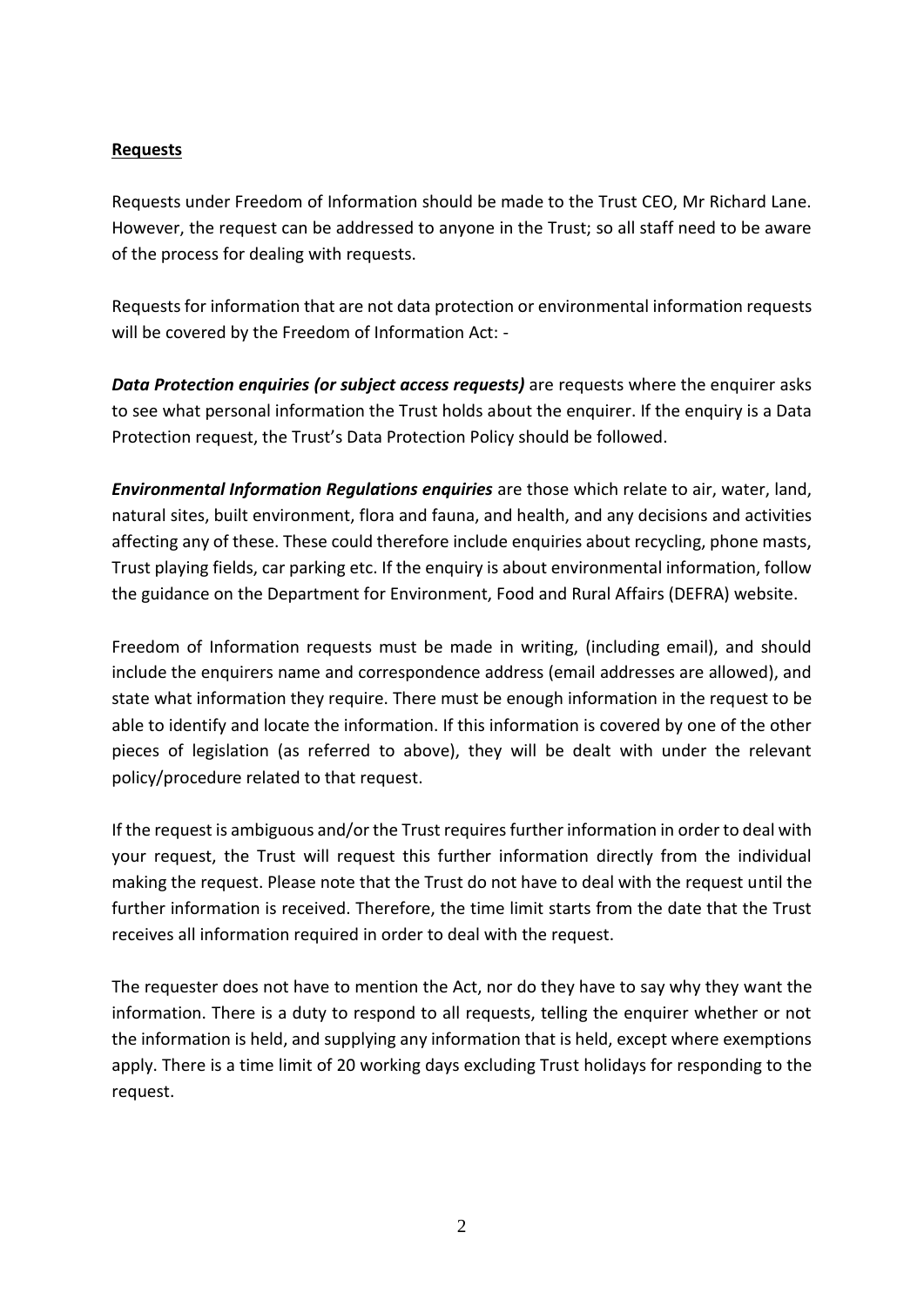**Requests**

Requests under Freedom of Information should be made to the Trust CEO, Mr Richard Lane. However, the request can be addressed to anyone in the Trust; so all staff need to be aware of the process for dealing with requests.

Requests for information that are not data protection or environmental information requests will be covered by the Freedom of Information Act: -

***Data Protection enquiries (or subject access requests)*** are requests where the enquirer asks to see what personal information the Trust holds about the enquirer. If the enquiry is a Data Protection request, the Trust's Data Protection Policy should be followed.

***Environmental Information Regulations enquiries*** are those which relate to air, water, land, natural sites, built environment, flora and fauna, and health, and any decisions and activities affecting any of these. These could therefore include enquiries about recycling, phone masts, Trust playing fields, car parking etc. If the enquiry is about environmental information, follow the guidance on the Department for Environment, Food and Rural Affairs (DEFRA) website.

Freedom of Information requests must be made in writing, (including email), and should include the enquirers name and correspondence address (email addresses are allowed), and state what information they require. There must be enough information in the request to be able to identify and locate the information. If this information is covered by one of the other pieces of legislation (as referred to above), they will be dealt with under the relevant policy/procedure related to that request.

If the request is ambiguous and/or the Trust requires further information in order to deal with your request, the Trust will request this further information directly from the individual making the request. Please note that the Trust do not have to deal with the request until the further information is received. Therefore, the time limit starts from the date that the Trust receives all information required in order to deal with the request.

The requester does not have to mention the Act, nor do they have to say why they want the information. There is a duty to respond to all requests, telling the enquirer whether or not the information is held, and supplying any information that is held, except where exemptions apply. There is a time limit of 20 working days excluding Trust holidays for responding to the request.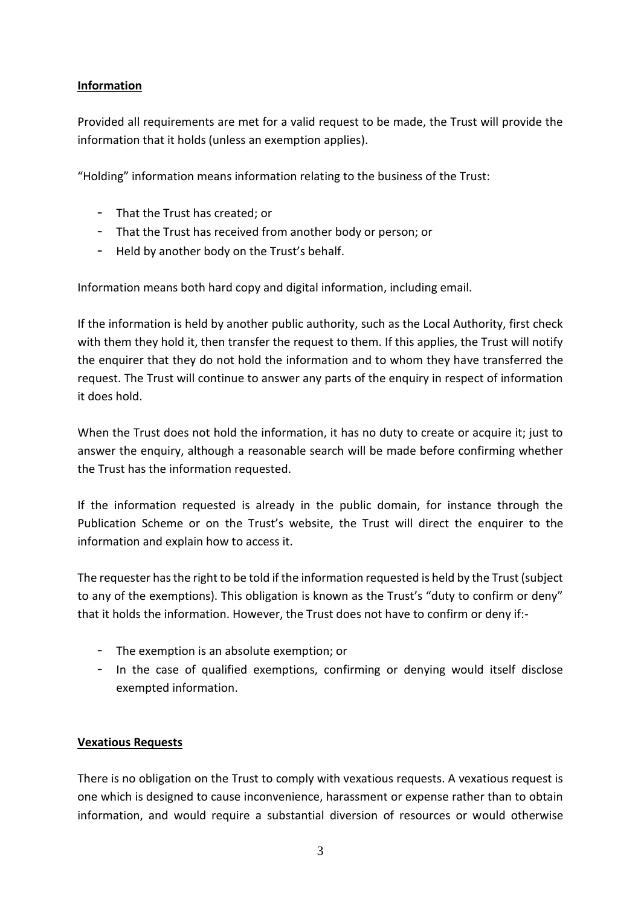**Information**

Provided all requirements are met for a valid request to be made, the Trust will provide the information that it holds (unless an exemption applies).

“Holding” information means information relating to the business of the Trust:

- That the Trust has created; or
- That the Trust has received from another body or person; or
- Held by another body on the Trust’s behalf.

Information means both hard copy and digital information, including email.

If the information is held by another public authority, such as the Local Authority, first check with them they hold it, then transfer the request to them. If this applies, the Trust will notify the enquirer that they do not hold the information and to whom they have transferred the request. The Trust will continue to answer any parts of the enquiry in respect of information it does hold.

When the Trust does not hold the information, it has no duty to create or acquire it; just to answer the enquiry, although a reasonable search will be made before confirming whether the Trust has the information requested.

If the information requested is already in the public domain, for instance through the Publication Scheme or on the Trust’s website, the Trust will direct the enquirer to the information and explain how to access it.

The requester has the right to be told if the information requested is held by the Trust (subject to any of the exemptions). This obligation is known as the Trust’s “duty to confirm or deny” that it holds the information. However, the Trust does not have to confirm or deny if:-

- The exemption is an absolute exemption; or
- In the case of qualified exemptions, confirming or denying would itself disclose exempted information.

**Vexatious Requests**

There is no obligation on the Trust to comply with vexatious requests. A vexatious request is one which is designed to cause inconvenience, harassment or expense rather than to obtain information, and would require a substantial diversion of resources or would otherwise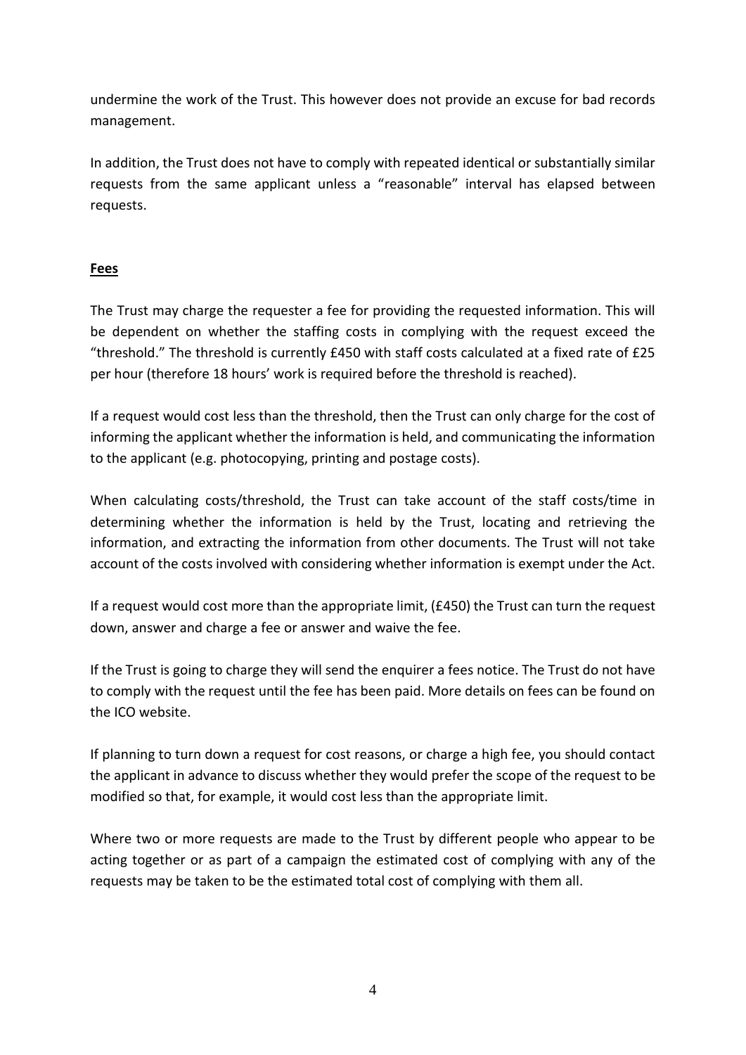undermine the work of the Trust. This however does not provide an excuse for bad records management.

In addition, the Trust does not have to comply with repeated identical or substantially similar requests from the same applicant unless a "reasonable" interval has elapsed between requests.

**Fees**

The Trust may charge the requester a fee for providing the requested information. This will be dependent on whether the staffing costs in complying with the request exceed the "threshold." The threshold is currently £450 with staff costs calculated at a fixed rate of £25 per hour (therefore 18 hours' work is required before the threshold is reached).

If a request would cost less than the threshold, then the Trust can only charge for the cost of informing the applicant whether the information is held, and communicating the information to the applicant (e.g. photocopying, printing and postage costs).

When calculating costs/threshold, the Trust can take account of the staff costs/time in determining whether the information is held by the Trust, locating and retrieving the information, and extracting the information from other documents. The Trust will not take account of the costs involved with considering whether information is exempt under the Act.

If a request would cost more than the appropriate limit, (£450) the Trust can turn the request down, answer and charge a fee or answer and waive the fee.

If the Trust is going to charge they will send the enquirer a fees notice. The Trust do not have to comply with the request until the fee has been paid. More details on fees can be found on the ICO website.

If planning to turn down a request for cost reasons, or charge a high fee, you should contact the applicant in advance to discuss whether they would prefer the scope of the request to be modified so that, for example, it would cost less than the appropriate limit.

Where two or more requests are made to the Trust by different people who appear to be acting together or as part of a campaign the estimated cost of complying with any of the requests may be taken to be the estimated total cost of complying with them all.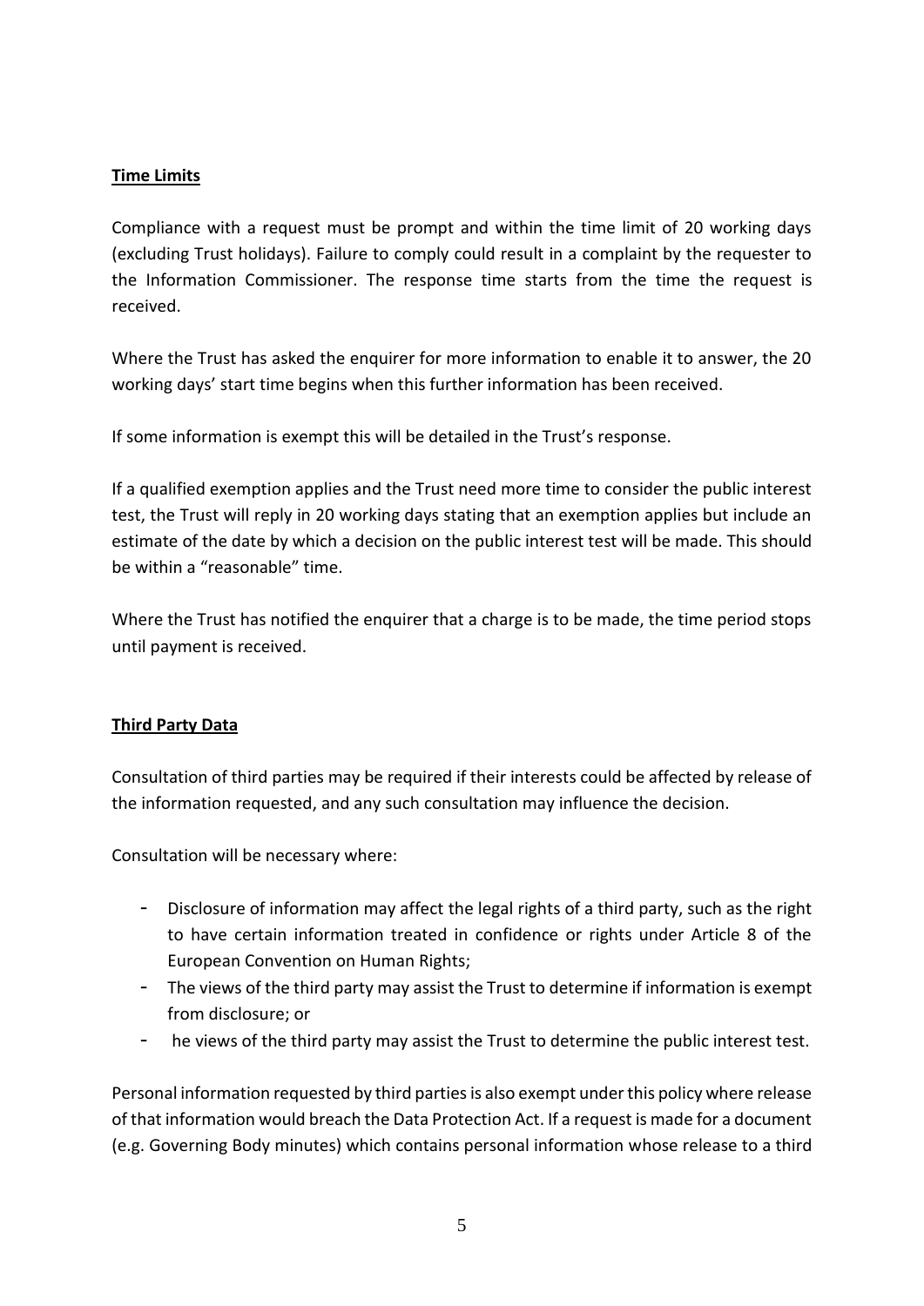## Time Limits

Compliance with a request must be prompt and within the time limit of 20 working days (excluding Trust holidays). Failure to comply could result in a complaint by the requester to the Information Commissioner. The response time starts from the time the request is received.

Where the Trust has asked the enquirer for more information to enable it to answer, the 20 working days' start time begins when this further information has been received.

If some information is exempt this will be detailed in the Trust's response.

If a qualified exemption applies and the Trust need more time to consider the public interest test, the Trust will reply in 20 working days stating that an exemption applies but include an estimate of the date by which a decision on the public interest test will be made. This should be within a "reasonable" time.

Where the Trust has notified the enquirer that a charge is to be made, the time period stops until payment is received.

## Third Party Data

Consultation of third parties may be required if their interests could be affected by release of the information requested, and any such consultation may influence the decision.

Consultation will be necessary where:

- Disclosure of information may affect the legal rights of a third party, such as the right to have certain information treated in confidence or rights under Article 8 of the European Convention on Human Rights;
- The views of the third party may assist the Trust to determine if information is exempt from disclosure; or
- he views of the third party may assist the Trust to determine the public interest test.

Personal information requested by third parties is also exempt under this policy where release of that information would breach the Data Protection Act. If a request is made for a document (e.g. Governing Body minutes) which contains personal information whose release to a third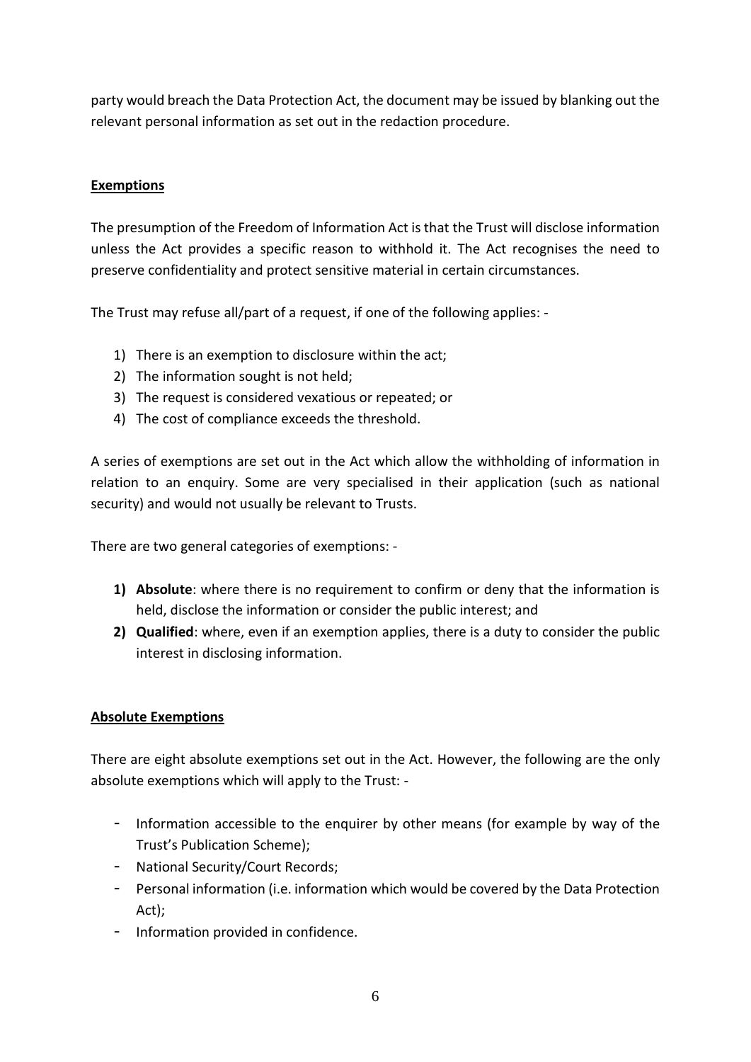party would breach the Data Protection Act, the document may be issued by blanking out the relevant personal information as set out in the redaction procedure.

**Exemptions**

The presumption of the Freedom of Information Act is that the Trust will disclose information unless the Act provides a specific reason to withhold it. The Act recognises the need to preserve confidentiality and protect sensitive material in certain circumstances.

The Trust may refuse all/part of a request, if one of the following applies: -

1) There is an exemption to disclosure within the act;
2) The information sought is not held;
3) The request is considered vexatious or repeated; or
4) The cost of compliance exceeds the threshold.

A series of exemptions are set out in the Act which allow the withholding of information in relation to an enquiry. Some are very specialised in their application (such as national security) and would not usually be relevant to Trusts.

There are two general categories of exemptions: -

1) **Absolute**: where there is no requirement to confirm or deny that the information is held, disclose the information or consider the public interest; and
2) **Qualified**: where, even if an exemption applies, there is a duty to consider the public interest in disclosing information.

**Absolute Exemptions**

There are eight absolute exemptions set out in the Act. However, the following are the only absolute exemptions which will apply to the Trust: -

- Information accessible to the enquirer by other means (for example by way of the Trust's Publication Scheme);
- National Security/Court Records;
- Personal information (i.e. information which would be covered by the Data Protection Act);
- Information provided in confidence.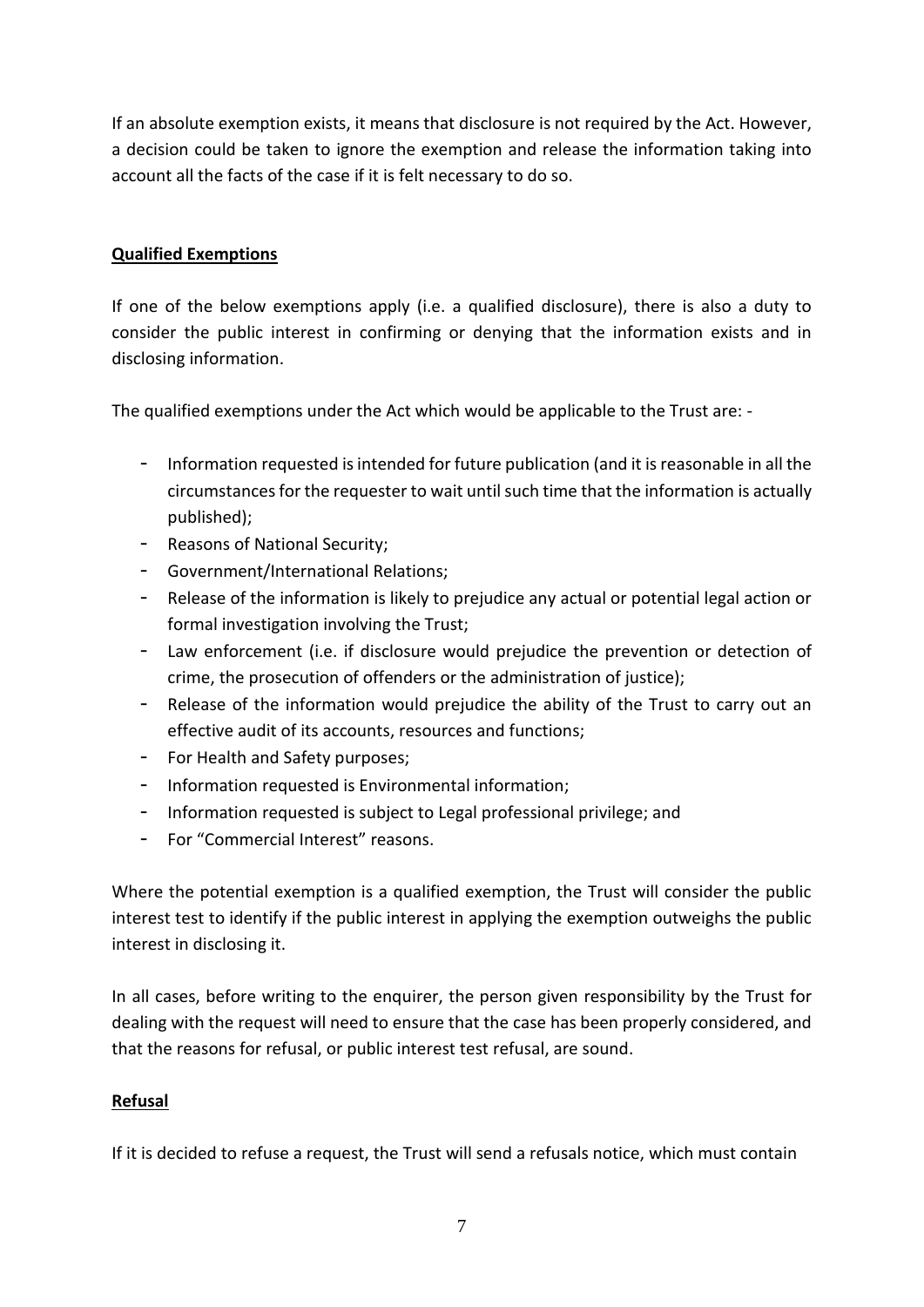If an absolute exemption exists, it means that disclosure is not required by the Act. However, a decision could be taken to ignore the exemption and release the information taking into account all the facts of the case if it is felt necessary to do so.

**Qualified Exemptions**

If one of the below exemptions apply (i.e. a qualified disclosure), there is also a duty to consider the public interest in confirming or denying that the information exists and in disclosing information.

The qualified exemptions under the Act which would be applicable to the Trust are: -

- Information requested is intended for future publication (and it is reasonable in all the circumstances for the requester to wait until such time that the information is actually published);
- Reasons of National Security;
- Government/International Relations;
- Release of the information is likely to prejudice any actual or potential legal action or formal investigation involving the Trust;
- Law enforcement (i.e. if disclosure would prejudice the prevention or detection of crime, the prosecution of offenders or the administration of justice);
- Release of the information would prejudice the ability of the Trust to carry out an effective audit of its accounts, resources and functions;
- For Health and Safety purposes;
- Information requested is Environmental information;
- Information requested is subject to Legal professional privilege; and
- For "Commercial Interest" reasons.

Where the potential exemption is a qualified exemption, the Trust will consider the public interest test to identify if the public interest in applying the exemption outweighs the public interest in disclosing it.

In all cases, before writing to the enquirer, the person given responsibility by the Trust for dealing with the request will need to ensure that the case has been properly considered, and that the reasons for refusal, or public interest test refusal, are sound.

**Refusal**

If it is decided to refuse a request, the Trust will send a refusals notice, which must contain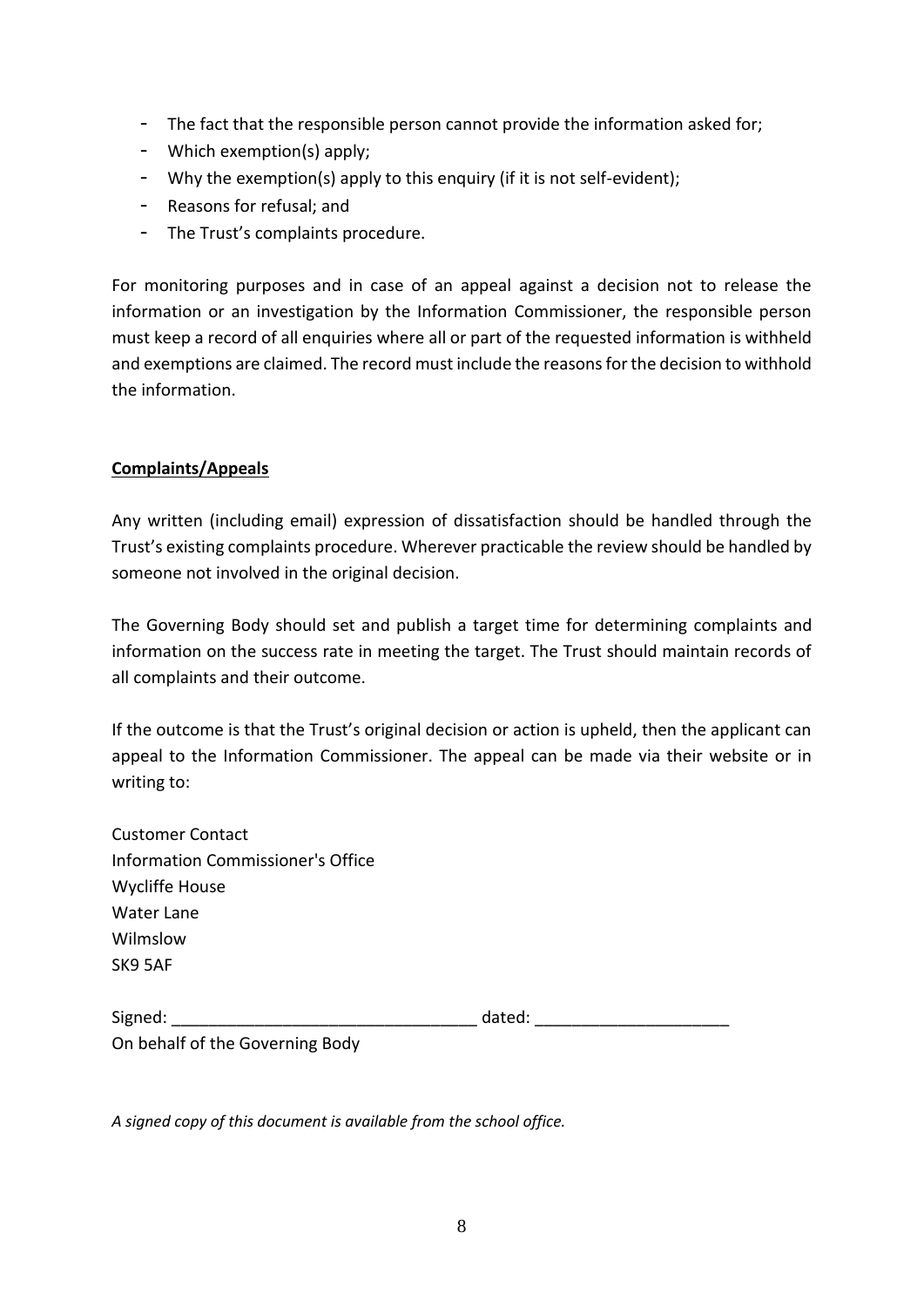- The fact that the responsible person cannot provide the information asked for;
- Which exemption(s) apply;
- Why the exemption(s) apply to this enquiry (if it is not self-evident);
- Reasons for refusal; and
- The Trust's complaints procedure.

For monitoring purposes and in case of an appeal against a decision not to release the information or an investigation by the Information Commissioner, the responsible person must keep a record of all enquiries where all or part of the requested information is withheld and exemptions are claimed. The record must include the reasons for the decision to withhold the information.

## Complaints/Appeals

Any written (including email) expression of dissatisfaction should be handled through the Trust's existing complaints procedure. Wherever practicable the review should be handled by someone not involved in the original decision.

The Governing Body should set and publish a target time for determining complaints and information on the success rate in meeting the target. The Trust should maintain records of all complaints and their outcome.

If the outcome is that the Trust's original decision or action is upheld, then the applicant can appeal to the Information Commissioner. The appeal can be made via their website or in writing to:

Customer Contact
Information Commissioner's Office
Wycliffe House
Water Lane
Wilmslow
SK9 5AF

Signed: _________________________________ dated: _____________________
On behalf of the Governing Body

*A signed copy of this document is available from the school office.*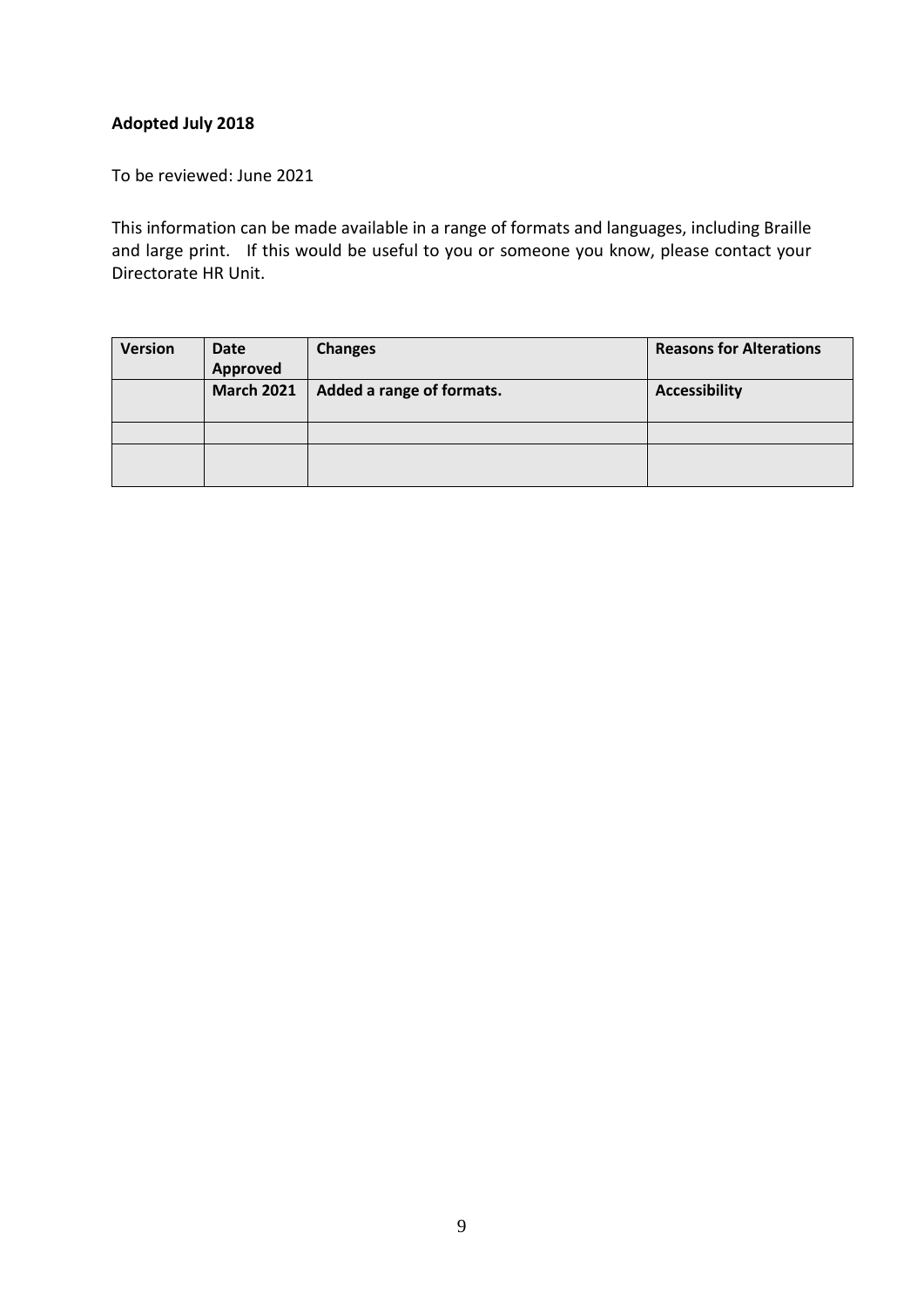**Adopted July 2018**

To be reviewed: June 2021

This information can be made available in a range of formats and languages, including Braille and large print. If this would be useful to you or someone you know, please contact your Directorate HR Unit.

| Version | Date Approved | Changes | Reasons for Alterations |
|---|---|---|---|
| | **March 2021** | **Added a range of formats.** | **Accessibility** |
| | | | |
| | | | |